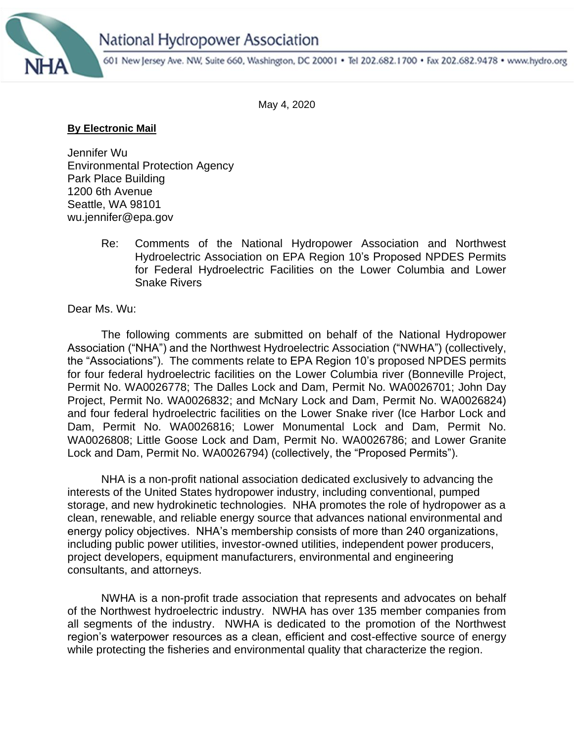National Hydropower Association

601 New Jersey Ave. NW, Suite 660, Washington, DC 20001 • Tel 202.682.1700 • Fax 202.682.9478 • www.hydro.org

May 4, 2020

**By Electronic Mail**

Jennifer Wu
Environmental Protection Agency
Park Place Building
1200 6th Avenue
Seattle, WA 98101
wu.jennifer@epa.gov

Re: Comments of the National Hydropower Association and Northwest Hydroelectric Association on EPA Region 10's Proposed NPDES Permits for Federal Hydroelectric Facilities on the Lower Columbia and Lower Snake Rivers

Dear Ms. Wu:

The following comments are submitted on behalf of the National Hydropower Association ("NHA") and the Northwest Hydroelectric Association ("NWHA") (collectively, the "Associations"). The comments relate to EPA Region 10's proposed NPDES permits for four federal hydroelectric facilities on the Lower Columbia river (Bonneville Project, Permit No. WA0026778; The Dalles Lock and Dam, Permit No. WA0026701; John Day Project, Permit No. WA0026832; and McNary Lock and Dam, Permit No. WA0026824) and four federal hydroelectric facilities on the Lower Snake river (Ice Harbor Lock and Dam, Permit No. WA0026816; Lower Monumental Lock and Dam, Permit No. WA0026808; Little Goose Lock and Dam, Permit No. WA0026786; and Lower Granite Lock and Dam, Permit No. WA0026794) (collectively, the "Proposed Permits").

NHA is a non-profit national association dedicated exclusively to advancing the interests of the United States hydropower industry, including conventional, pumped storage, and new hydrokinetic technologies. NHA promotes the role of hydropower as a clean, renewable, and reliable energy source that advances national environmental and energy policy objectives. NHA's membership consists of more than 240 organizations, including public power utilities, investor-owned utilities, independent power producers, project developers, equipment manufacturers, environmental and engineering consultants, and attorneys.

NWHA is a non-profit trade association that represents and advocates on behalf of the Northwest hydroelectric industry. NWHA has over 135 member companies from all segments of the industry. NWHA is dedicated to the promotion of the Northwest region's waterpower resources as a clean, efficient and cost-effective source of energy while protecting the fisheries and environmental quality that characterize the region.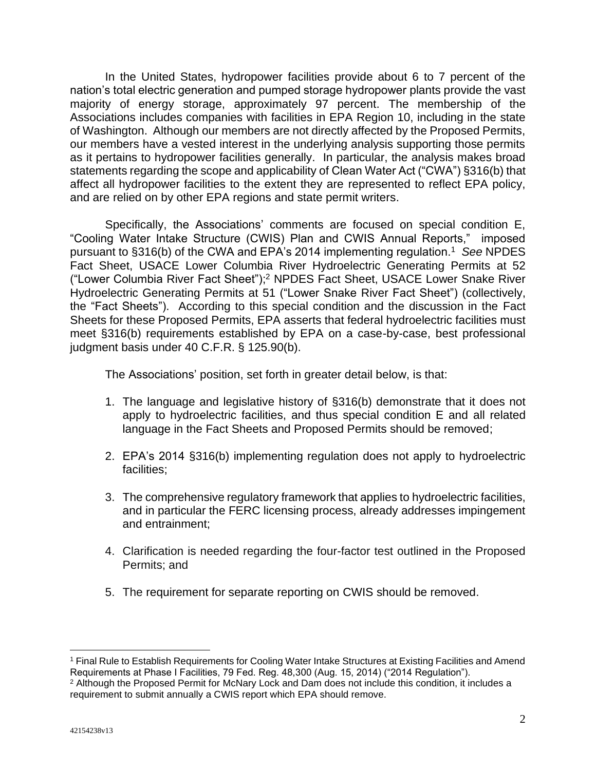In the United States, hydropower facilities provide about 6 to 7 percent of the nation's total electric generation and pumped storage hydropower plants provide the vast majority of energy storage, approximately 97 percent. The membership of the Associations includes companies with facilities in EPA Region 10, including in the state of Washington. Although our members are not directly affected by the Proposed Permits, our members have a vested interest in the underlying analysis supporting those permits as it pertains to hydropower facilities generally. In particular, the analysis makes broad statements regarding the scope and applicability of Clean Water Act ("CWA") §316(b) that affect all hydropower facilities to the extent they are represented to reflect EPA policy, and are relied on by other EPA regions and state permit writers.

Specifically, the Associations' comments are focused on special condition E, "Cooling Water Intake Structure (CWIS) Plan and CWIS Annual Reports," imposed pursuant to §316(b) of the CWA and EPA's 2014 implementing regulation.[1] *See* NPDES Fact Sheet, USACE Lower Columbia River Hydroelectric Generating Permits at 52 ("Lower Columbia River Fact Sheet");[2] NPDES Fact Sheet, USACE Lower Snake River Hydroelectric Generating Permits at 51 ("Lower Snake River Fact Sheet") (collectively, the "Fact Sheets"). According to this special condition and the discussion in the Fact Sheets for these Proposed Permits, EPA asserts that federal hydroelectric facilities must meet §316(b) requirements established by EPA on a case-by-case, best professional judgment basis under 40 C.F.R. § 125.90(b).

The Associations' position, set forth in greater detail below, is that:

1. The language and legislative history of §316(b) demonstrate that it does not apply to hydroelectric facilities, and thus special condition E and all related language in the Fact Sheets and Proposed Permits should be removed;

2. EPA's 2014 §316(b) implementing regulation does not apply to hydroelectric facilities;

3. The comprehensive regulatory framework that applies to hydroelectric facilities, and in particular the FERC licensing process, already addresses impingement and entrainment;

4. Clarification is needed regarding the four-factor test outlined in the Proposed Permits; and

5. The requirement for separate reporting on CWIS should be removed.

---

[1] Final Rule to Establish Requirements for Cooling Water Intake Structures at Existing Facilities and Amend Requirements at Phase I Facilities, 79 Fed. Reg. 48,300 (Aug. 15, 2014) ("2014 Regulation").

[2] Although the Proposed Permit for McNary Lock and Dam does not include this condition, it includes a requirement to submit annually a CWIS report which EPA should remove.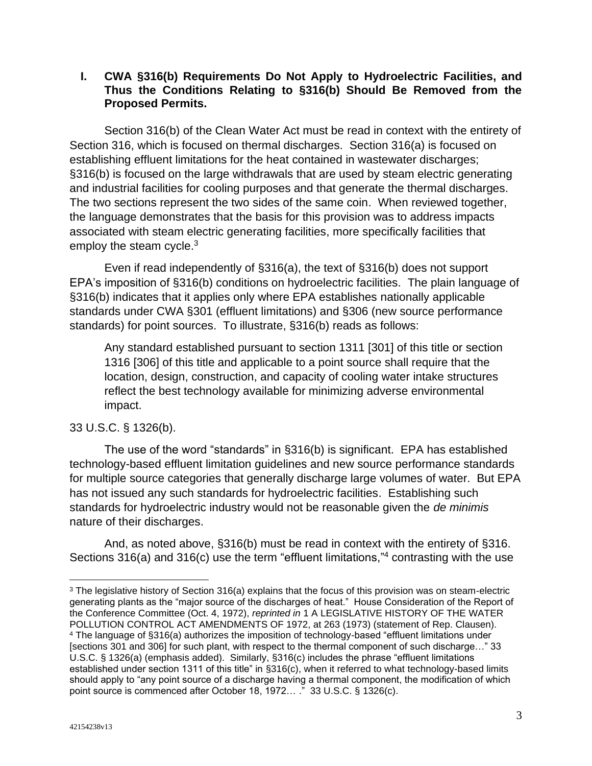## I. CWA §316(b) Requirements Do Not Apply to Hydroelectric Facilities, and Thus the Conditions Relating to §316(b) Should Be Removed from the Proposed Permits.

Section 316(b) of the Clean Water Act must be read in context with the entirety of Section 316, which is focused on thermal discharges. Section 316(a) is focused on establishing effluent limitations for the heat contained in wastewater discharges; §316(b) is focused on the large withdrawals that are used by steam electric generating and industrial facilities for cooling purposes and that generate the thermal discharges. The two sections represent the two sides of the same coin. When reviewed together, the language demonstrates that the basis for this provision was to address impacts associated with steam electric generating facilities, more specifically facilities that employ the steam cycle.[3]

Even if read independently of §316(a), the text of §316(b) does not support EPA's imposition of §316(b) conditions on hydroelectric facilities. The plain language of §316(b) indicates that it applies only where EPA establishes nationally applicable standards under CWA §301 (effluent limitations) and §306 (new source performance standards) for point sources. To illustrate, §316(b) reads as follows:

> Any standard established pursuant to section 1311 [301] of this title or section 1316 [306] of this title and applicable to a point source shall require that the location, design, construction, and capacity of cooling water intake structures reflect the best technology available for minimizing adverse environmental impact.

33 U.S.C. § 1326(b).

The use of the word "standards" in §316(b) is significant. EPA has established technology-based effluent limitation guidelines and new source performance standards for multiple source categories that generally discharge large volumes of water. But EPA has not issued any such standards for hydroelectric facilities. Establishing such standards for hydroelectric industry would not be reasonable given the *de minimis* nature of their discharges.

And, as noted above, §316(b) must be read in context with the entirety of §316. Sections 316(a) and 316(c) use the term "effluent limitations,"[4] contrasting with the use

---

[3] The legislative history of Section 316(a) explains that the focus of this provision was on steam-electric generating plants as the "major source of the discharges of heat." House Consideration of the Report of the Conference Committee (Oct. 4, 1972), *reprinted in* 1 A LEGISLATIVE HISTORY OF THE WATER POLLUTION CONTROL ACT AMENDMENTS OF 1972, at 263 (1973) (statement of Rep. Clausen).

[4] The language of §316(a) authorizes the imposition of technology-based "effluent limitations under [sections 301 and 306] for such plant, with respect to the thermal component of such discharge…" 33 U.S.C. § 1326(a) (emphasis added). Similarly, §316(c) includes the phrase "effluent limitations established under section 1311 of this title" in §316(c), when it referred to what technology-based limits should apply to "any point source of a discharge having a thermal component, the modification of which point source is commenced after October 18, 1972… ." 33 U.S.C. § 1326(c).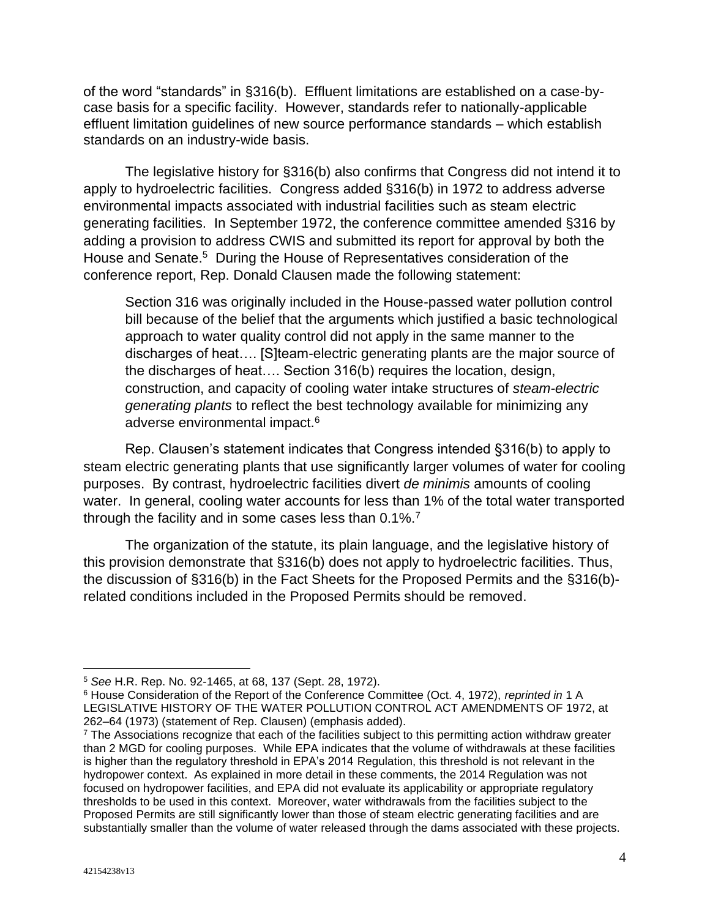of the word "standards" in §316(b). Effluent limitations are established on a case-by-case basis for a specific facility. However, standards refer to nationally-applicable effluent limitation guidelines of new source performance standards – which establish standards on an industry-wide basis.

The legislative history for §316(b) also confirms that Congress did not intend it to apply to hydroelectric facilities. Congress added §316(b) in 1972 to address adverse environmental impacts associated with industrial facilities such as steam electric generating facilities. In September 1972, the conference committee amended §316 by adding a provision to address CWIS and submitted its report for approval by both the House and Senate.[5] During the House of Representatives consideration of the conference report, Rep. Donald Clausen made the following statement:

> Section 316 was originally included in the House-passed water pollution control bill because of the belief that the arguments which justified a basic technological approach to water quality control did not apply in the same manner to the discharges of heat…. [S]team-electric generating plants are the major source of the discharges of heat…. Section 316(b) requires the location, design, construction, and capacity of cooling water intake structures of *steam-electric generating plants* to reflect the best technology available for minimizing any adverse environmental impact.[6]

Rep. Clausen's statement indicates that Congress intended §316(b) to apply to steam electric generating plants that use significantly larger volumes of water for cooling purposes. By contrast, hydroelectric facilities divert *de minimis* amounts of cooling water. In general, cooling water accounts for less than 1% of the total water transported through the facility and in some cases less than 0.1%.[7]

The organization of the statute, its plain language, and the legislative history of this provision demonstrate that §316(b) does not apply to hydroelectric facilities. Thus, the discussion of §316(b) in the Fact Sheets for the Proposed Permits and the §316(b)-related conditions included in the Proposed Permits should be removed.

---

[5] *See* H.R. Rep. No. 92-1465, at 68, 137 (Sept. 28, 1972).

[6] House Consideration of the Report of the Conference Committee (Oct. 4, 1972), *reprinted in* 1 A LEGISLATIVE HISTORY OF THE WATER POLLUTION CONTROL ACT AMENDMENTS OF 1972, at 262–64 (1973) (statement of Rep. Clausen) (emphasis added).

[7] The Associations recognize that each of the facilities subject to this permitting action withdraw greater than 2 MGD for cooling purposes. While EPA indicates that the volume of withdrawals at these facilities is higher than the regulatory threshold in EPA's 2014 Regulation, this threshold is not relevant in the hydropower context. As explained in more detail in these comments, the 2014 Regulation was not focused on hydropower facilities, and EPA did not evaluate its applicability or appropriate regulatory thresholds to be used in this context. Moreover, water withdrawals from the facilities subject to the Proposed Permits are still significantly lower than those of steam electric generating facilities and are substantially smaller than the volume of water released through the dams associated with these projects.

42154238v13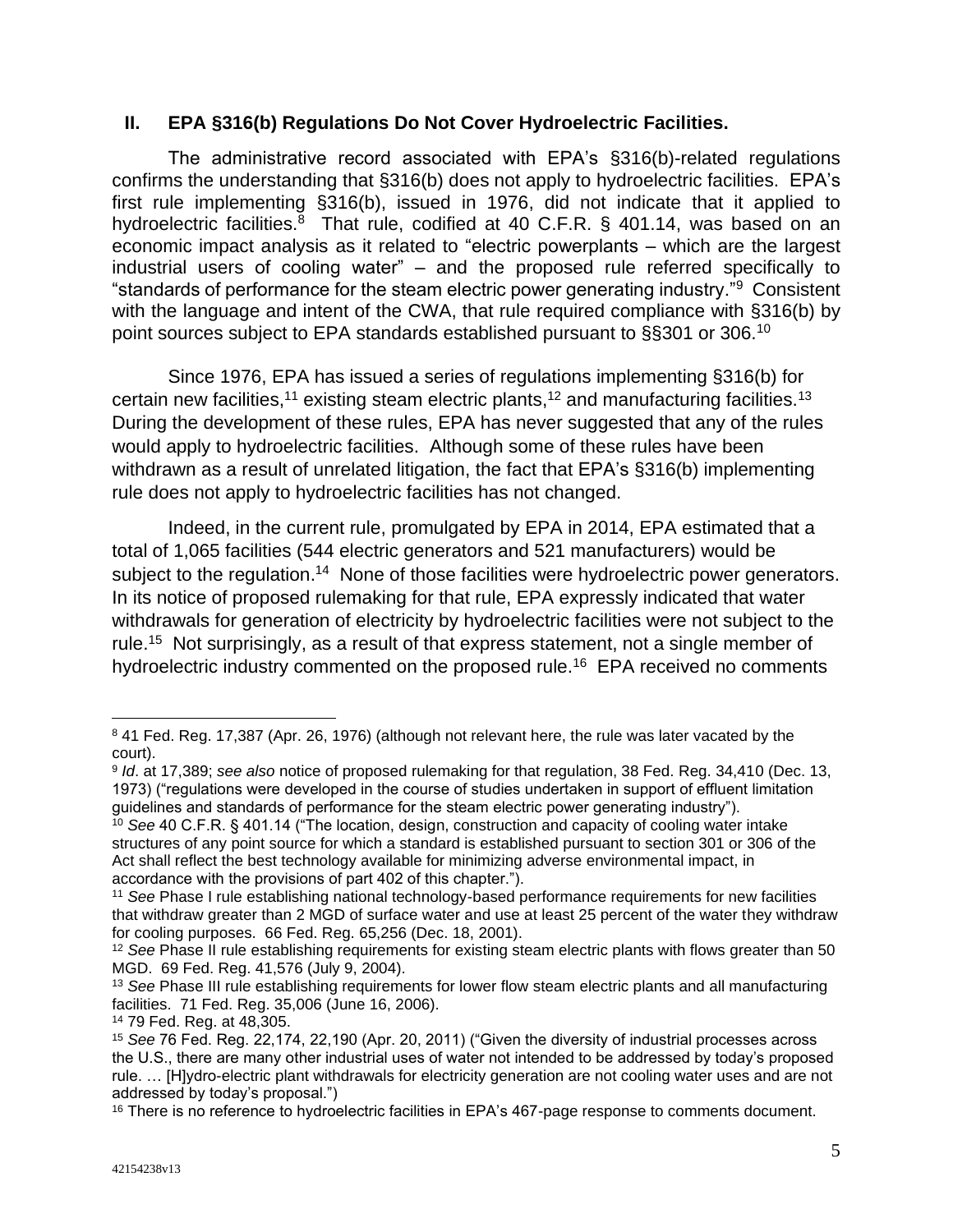## II. EPA §316(b) Regulations Do Not Cover Hydroelectric Facilities.

The administrative record associated with EPA's §316(b)-related regulations confirms the understanding that §316(b) does not apply to hydroelectric facilities. EPA's first rule implementing §316(b), issued in 1976, did not indicate that it applied to hydroelectric facilities.[8] That rule, codified at 40 C.F.R. § 401.14, was based on an economic impact analysis as it related to "electric powerplants – which are the largest industrial users of cooling water" – and the proposed rule referred specifically to "standards of performance for the steam electric power generating industry."[9] Consistent with the language and intent of the CWA, that rule required compliance with §316(b) by point sources subject to EPA standards established pursuant to §§301 or 306.[10]

Since 1976, EPA has issued a series of regulations implementing §316(b) for certain new facilities,[11] existing steam electric plants,[12] and manufacturing facilities.[13] During the development of these rules, EPA has never suggested that any of the rules would apply to hydroelectric facilities. Although some of these rules have been withdrawn as a result of unrelated litigation, the fact that EPA's §316(b) implementing rule does not apply to hydroelectric facilities has not changed.

Indeed, in the current rule, promulgated by EPA in 2014, EPA estimated that a total of 1,065 facilities (544 electric generators and 521 manufacturers) would be subject to the regulation.[14] None of those facilities were hydroelectric power generators. In its notice of proposed rulemaking for that rule, EPA expressly indicated that water withdrawals for generation of electricity by hydroelectric facilities were not subject to the rule.[15] Not surprisingly, as a result of that express statement, not a single member of hydroelectric industry commented on the proposed rule.[16] EPA received no comments

---

[8] 41 Fed. Reg. 17,387 (Apr. 26, 1976) (although not relevant here, the rule was later vacated by the court).

[9] *Id*. at 17,389; *see also* notice of proposed rulemaking for that regulation, 38 Fed. Reg. 34,410 (Dec. 13, 1973) ("regulations were developed in the course of studies undertaken in support of effluent limitation guidelines and standards of performance for the steam electric power generating industry").

[10] *See* 40 C.F.R. § 401.14 ("The location, design, construction and capacity of cooling water intake structures of any point source for which a standard is established pursuant to section 301 or 306 of the Act shall reflect the best technology available for minimizing adverse environmental impact, in accordance with the provisions of part 402 of this chapter.").

[11] *See* Phase I rule establishing national technology-based performance requirements for new facilities that withdraw greater than 2 MGD of surface water and use at least 25 percent of the water they withdraw for cooling purposes. 66 Fed. Reg. 65,256 (Dec. 18, 2001).

[12] *See* Phase II rule establishing requirements for existing steam electric plants with flows greater than 50 MGD. 69 Fed. Reg. 41,576 (July 9, 2004).

[13] *See* Phase III rule establishing requirements for lower flow steam electric plants and all manufacturing facilities. 71 Fed. Reg. 35,006 (June 16, 2006).

[14] 79 Fed. Reg. at 48,305.

[15] *See* 76 Fed. Reg. 22,174, 22,190 (Apr. 20, 2011) ("Given the diversity of industrial processes across the U.S., there are many other industrial uses of water not intended to be addressed by today's proposed rule. … [H]ydro-electric plant withdrawals for electricity generation are not cooling water uses and are not addressed by today's proposal.")

[16] There is no reference to hydroelectric facilities in EPA's 467-page response to comments document.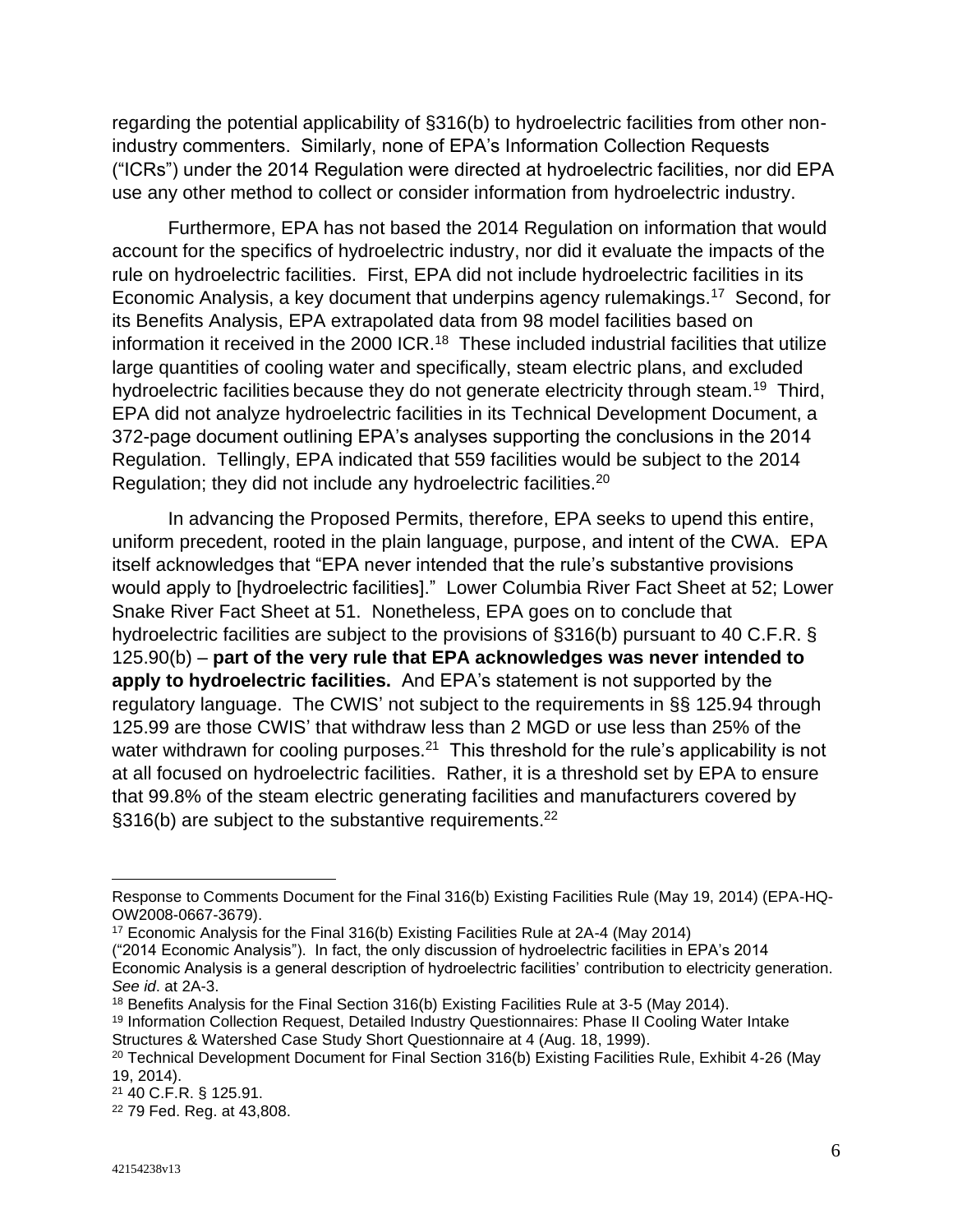regarding the potential applicability of §316(b) to hydroelectric facilities from other non-industry commenters. Similarly, none of EPA's Information Collection Requests ("ICRs") under the 2014 Regulation were directed at hydroelectric facilities, nor did EPA use any other method to collect or consider information from hydroelectric industry.

Furthermore, EPA has not based the 2014 Regulation on information that would account for the specifics of hydroelectric industry, nor did it evaluate the impacts of the rule on hydroelectric facilities. First, EPA did not include hydroelectric facilities in its Economic Analysis, a key document that underpins agency rulemakings.[17] Second, for its Benefits Analysis, EPA extrapolated data from 98 model facilities based on information it received in the 2000 ICR.[18] These included industrial facilities that utilize large quantities of cooling water and specifically, steam electric plans, and excluded hydroelectric facilities because they do not generate electricity through steam.[19] Third, EPA did not analyze hydroelectric facilities in its Technical Development Document, a 372-page document outlining EPA's analyses supporting the conclusions in the 2014 Regulation. Tellingly, EPA indicated that 559 facilities would be subject to the 2014 Regulation; they did not include any hydroelectric facilities.[20]

In advancing the Proposed Permits, therefore, EPA seeks to upend this entire, uniform precedent, rooted in the plain language, purpose, and intent of the CWA. EPA itself acknowledges that "EPA never intended that the rule's substantive provisions would apply to [hydroelectric facilities]." Lower Columbia River Fact Sheet at 52; Lower Snake River Fact Sheet at 51. Nonetheless, EPA goes on to conclude that hydroelectric facilities are subject to the provisions of §316(b) pursuant to 40 C.F.R. § 125.90(b) – **part of the very rule that EPA acknowledges was never intended to apply to hydroelectric facilities.** And EPA's statement is not supported by the regulatory language. The CWIS' not subject to the requirements in §§ 125.94 through 125.99 are those CWIS' that withdraw less than 2 MGD or use less than 25% of the water withdrawn for cooling purposes.[21] This threshold for the rule's applicability is not at all focused on hydroelectric facilities. Rather, it is a threshold set by EPA to ensure that 99.8% of the steam electric generating facilities and manufacturers covered by §316(b) are subject to the substantive requirements.[22]

---

Response to Comments Document for the Final 316(b) Existing Facilities Rule (May 19, 2014) (EPA-HQ-OW2008-0667-3679).

[17] Economic Analysis for the Final 316(b) Existing Facilities Rule at 2A-4 (May 2014) ("2014 Economic Analysis"). In fact, the only discussion of hydroelectric facilities in EPA's 2014 Economic Analysis is a general description of hydroelectric facilities' contribution to electricity generation. *See id*. at 2A-3.

[18] Benefits Analysis for the Final Section 316(b) Existing Facilities Rule at 3-5 (May 2014).

[19] Information Collection Request, Detailed Industry Questionnaires: Phase II Cooling Water Intake Structures & Watershed Case Study Short Questionnaire at 4 (Aug. 18, 1999).

[20] Technical Development Document for Final Section 316(b) Existing Facilities Rule, Exhibit 4-26 (May 19, 2014).

[21] 40 C.F.R. § 125.91.

[22] 79 Fed. Reg. at 43,808.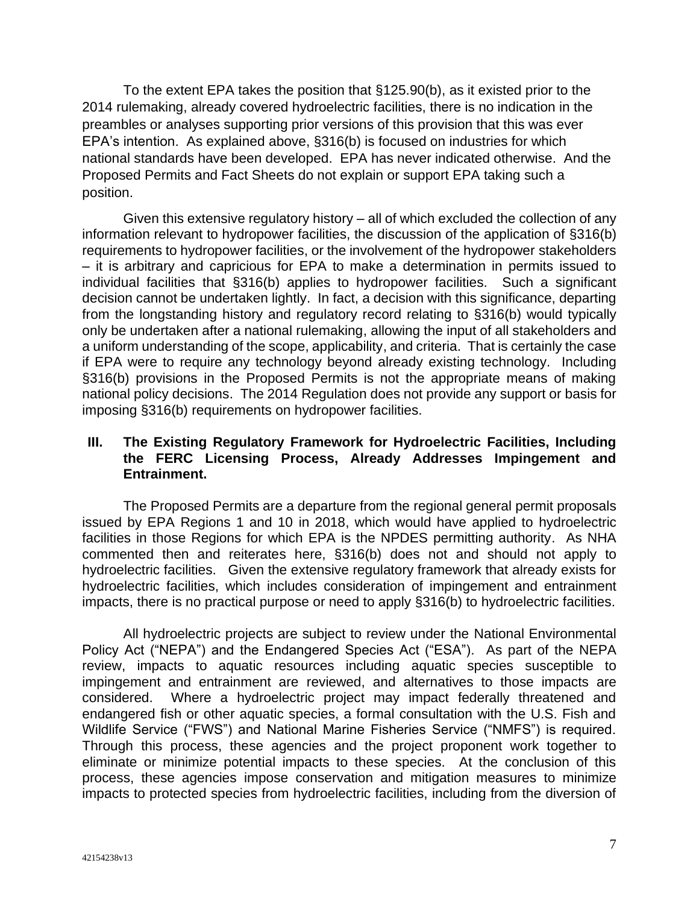To the extent EPA takes the position that §125.90(b), as it existed prior to the 2014 rulemaking, already covered hydroelectric facilities, there is no indication in the preambles or analyses supporting prior versions of this provision that this was ever EPA's intention. As explained above, §316(b) is focused on industries for which national standards have been developed. EPA has never indicated otherwise. And the Proposed Permits and Fact Sheets do not explain or support EPA taking such a position.

Given this extensive regulatory history – all of which excluded the collection of any information relevant to hydropower facilities, the discussion of the application of §316(b) requirements to hydropower facilities, or the involvement of the hydropower stakeholders – it is arbitrary and capricious for EPA to make a determination in permits issued to individual facilities that §316(b) applies to hydropower facilities. Such a significant decision cannot be undertaken lightly. In fact, a decision with this significance, departing from the longstanding history and regulatory record relating to §316(b) would typically only be undertaken after a national rulemaking, allowing the input of all stakeholders and a uniform understanding of the scope, applicability, and criteria. That is certainly the case if EPA were to require any technology beyond already existing technology. Including §316(b) provisions in the Proposed Permits is not the appropriate means of making national policy decisions. The 2014 Regulation does not provide any support or basis for imposing §316(b) requirements on hydropower facilities.

## III. The Existing Regulatory Framework for Hydroelectric Facilities, Including the FERC Licensing Process, Already Addresses Impingement and Entrainment.

The Proposed Permits are a departure from the regional general permit proposals issued by EPA Regions 1 and 10 in 2018, which would have applied to hydroelectric facilities in those Regions for which EPA is the NPDES permitting authority. As NHA commented then and reiterates here, §316(b) does not and should not apply to hydroelectric facilities. Given the extensive regulatory framework that already exists for hydroelectric facilities, which includes consideration of impingement and entrainment impacts, there is no practical purpose or need to apply §316(b) to hydroelectric facilities.

All hydroelectric projects are subject to review under the National Environmental Policy Act ("NEPA") and the Endangered Species Act ("ESA"). As part of the NEPA review, impacts to aquatic resources including aquatic species susceptible to impingement and entrainment are reviewed, and alternatives to those impacts are considered. Where a hydroelectric project may impact federally threatened and endangered fish or other aquatic species, a formal consultation with the U.S. Fish and Wildlife Service ("FWS") and National Marine Fisheries Service ("NMFS") is required. Through this process, these agencies and the project proponent work together to eliminate or minimize potential impacts to these species. At the conclusion of this process, these agencies impose conservation and mitigation measures to minimize impacts to protected species from hydroelectric facilities, including from the diversion of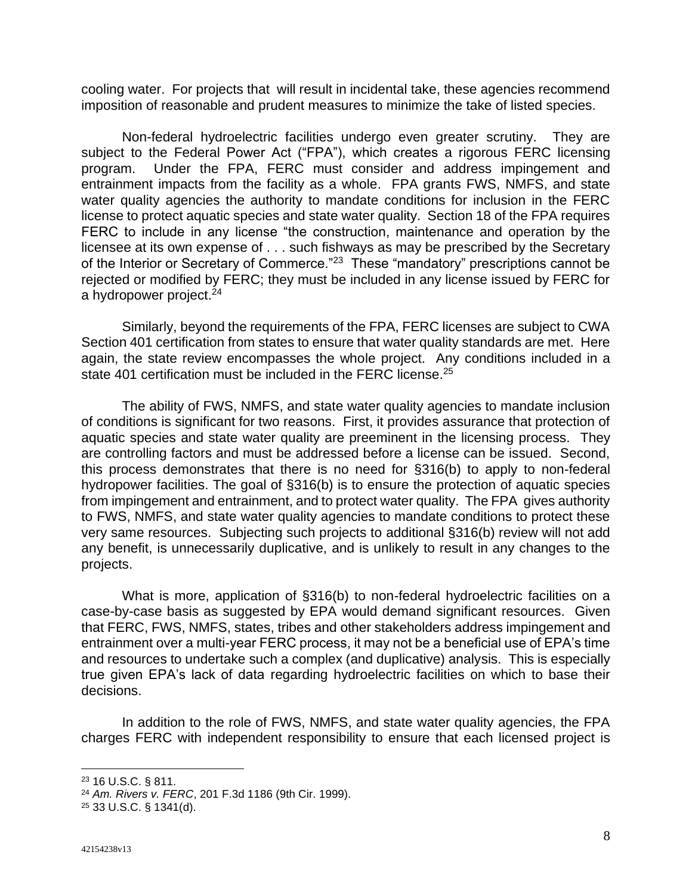cooling water. For projects that will result in incidental take, these agencies recommend imposition of reasonable and prudent measures to minimize the take of listed species.

Non-federal hydroelectric facilities undergo even greater scrutiny. They are subject to the Federal Power Act ("FPA"), which creates a rigorous FERC licensing program. Under the FPA, FERC must consider and address impingement and entrainment impacts from the facility as a whole. FPA grants FWS, NMFS, and state water quality agencies the authority to mandate conditions for inclusion in the FERC license to protect aquatic species and state water quality. Section 18 of the FPA requires FERC to include in any license "the construction, maintenance and operation by the licensee at its own expense of . . . such fishways as may be prescribed by the Secretary of the Interior or Secretary of Commerce."[23] These "mandatory" prescriptions cannot be rejected or modified by FERC; they must be included in any license issued by FERC for a hydropower project.[24]

Similarly, beyond the requirements of the FPA, FERC licenses are subject to CWA Section 401 certification from states to ensure that water quality standards are met. Here again, the state review encompasses the whole project. Any conditions included in a state 401 certification must be included in the FERC license.[25]

The ability of FWS, NMFS, and state water quality agencies to mandate inclusion of conditions is significant for two reasons. First, it provides assurance that protection of aquatic species and state water quality are preeminent in the licensing process. They are controlling factors and must be addressed before a license can be issued. Second, this process demonstrates that there is no need for §316(b) to apply to non-federal hydropower facilities. The goal of §316(b) is to ensure the protection of aquatic species from impingement and entrainment, and to protect water quality. The FPA gives authority to FWS, NMFS, and state water quality agencies to mandate conditions to protect these very same resources. Subjecting such projects to additional §316(b) review will not add any benefit, is unnecessarily duplicative, and is unlikely to result in any changes to the projects.

What is more, application of §316(b) to non-federal hydroelectric facilities on a case-by-case basis as suggested by EPA would demand significant resources. Given that FERC, FWS, NMFS, states, tribes and other stakeholders address impingement and entrainment over a multi-year FERC process, it may not be a beneficial use of EPA's time and resources to undertake such a complex (and duplicative) analysis. This is especially true given EPA's lack of data regarding hydroelectric facilities on which to base their decisions.

In addition to the role of FWS, NMFS, and state water quality agencies, the FPA charges FERC with independent responsibility to ensure that each licensed project is

---

[23] 16 U.S.C. § 811.

[24] *Am. Rivers v. FERC*, 201 F.3d 1186 (9th Cir. 1999).

[25] 33 U.S.C. § 1341(d).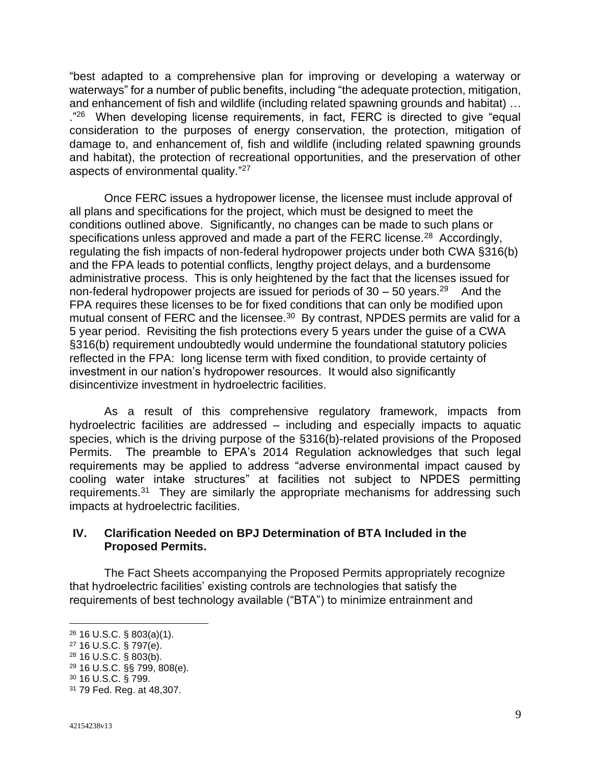"best adapted to a comprehensive plan for improving or developing a waterway or waterways" for a number of public benefits, including "the adequate protection, mitigation, and enhancement of fish and wildlife (including related spawning grounds and habitat) … ."[26] When developing license requirements, in fact, FERC is directed to give "equal consideration to the purposes of energy conservation, the protection, mitigation of damage to, and enhancement of, fish and wildlife (including related spawning grounds and habitat), the protection of recreational opportunities, and the preservation of other aspects of environmental quality."[27]

Once FERC issues a hydropower license, the licensee must include approval of all plans and specifications for the project, which must be designed to meet the conditions outlined above. Significantly, no changes can be made to such plans or specifications unless approved and made a part of the FERC license.[28] Accordingly, regulating the fish impacts of non-federal hydropower projects under both CWA §316(b) and the FPA leads to potential conflicts, lengthy project delays, and a burdensome administrative process. This is only heightened by the fact that the licenses issued for non-federal hydropower projects are issued for periods of 30 – 50 years.[29] And the FPA requires these licenses to be for fixed conditions that can only be modified upon mutual consent of FERC and the licensee.[30] By contrast, NPDES permits are valid for a 5 year period. Revisiting the fish protections every 5 years under the guise of a CWA §316(b) requirement undoubtedly would undermine the foundational statutory policies reflected in the FPA: long license term with fixed condition, to provide certainty of investment in our nation's hydropower resources. It would also significantly disincentivize investment in hydroelectric facilities.

As a result of this comprehensive regulatory framework, impacts from hydroelectric facilities are addressed – including and especially impacts to aquatic species, which is the driving purpose of the §316(b)-related provisions of the Proposed Permits. The preamble to EPA's 2014 Regulation acknowledges that such legal requirements may be applied to address "adverse environmental impact caused by cooling water intake structures" at facilities not subject to NPDES permitting requirements.[31] They are similarly the appropriate mechanisms for addressing such impacts at hydroelectric facilities.

## IV. Clarification Needed on BPJ Determination of BTA Included in the Proposed Permits.

The Fact Sheets accompanying the Proposed Permits appropriately recognize that hydroelectric facilities' existing controls are technologies that satisfy the requirements of best technology available ("BTA") to minimize entrainment and

---

[26] 16 U.S.C. § 803(a)(1).

[27] 16 U.S.C. § 797(e).

[28] 16 U.S.C. § 803(b).

[29] 16 U.S.C. §§ 799, 808(e).

[30] 16 U.S.C. § 799.

[31] 79 Fed. Reg. at 48,307.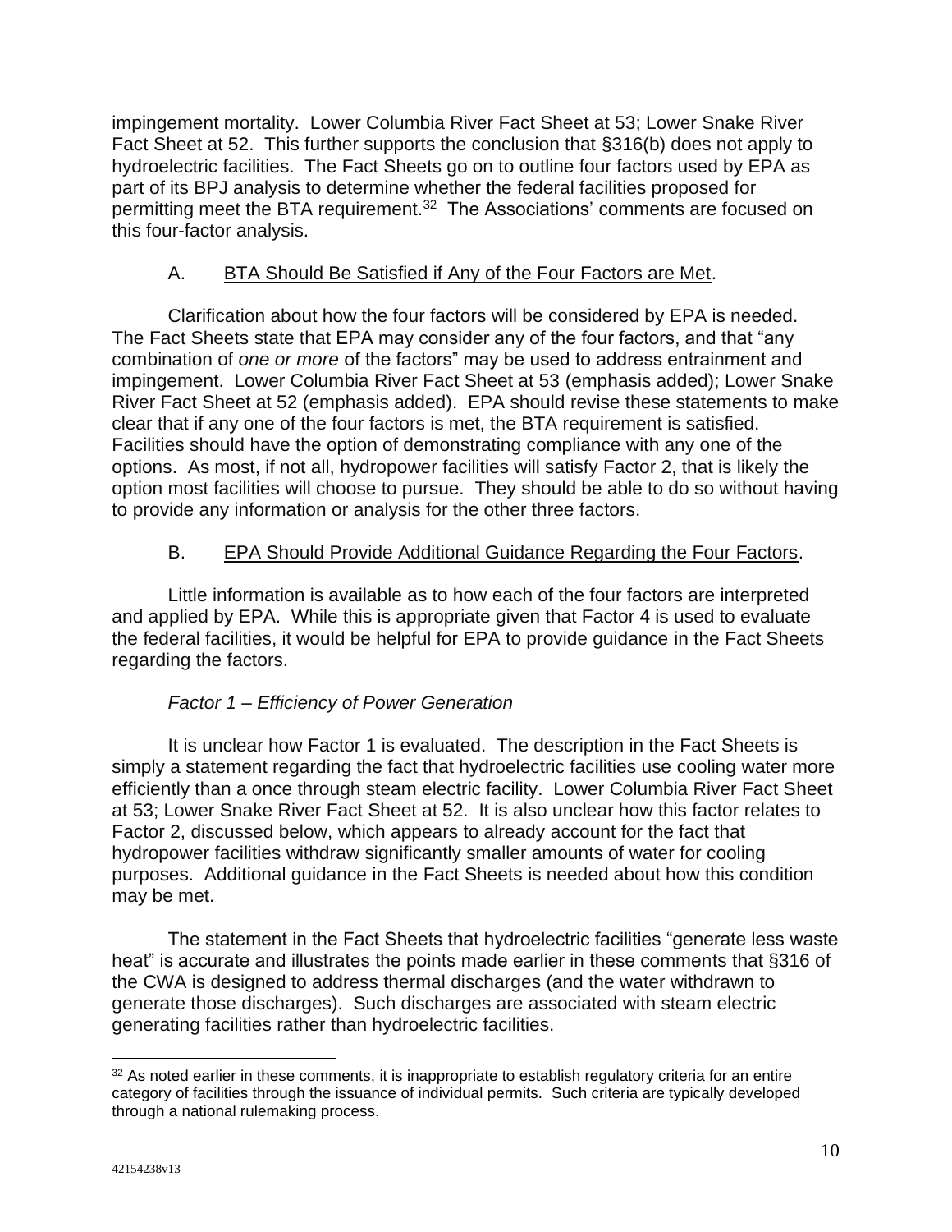impingement mortality. Lower Columbia River Fact Sheet at 53; Lower Snake River Fact Sheet at 52. This further supports the conclusion that §316(b) does not apply to hydroelectric facilities. The Fact Sheets go on to outline four factors used by EPA as part of its BPJ analysis to determine whether the federal facilities proposed for permitting meet the BTA requirement.[32] The Associations' comments are focused on this four-factor analysis.

### A. BTA Should Be Satisfied if Any of the Four Factors are Met.

Clarification about how the four factors will be considered by EPA is needed. The Fact Sheets state that EPA may consider any of the four factors, and that "any combination of *one or more* of the factors" may be used to address entrainment and impingement. Lower Columbia River Fact Sheet at 53 (emphasis added); Lower Snake River Fact Sheet at 52 (emphasis added). EPA should revise these statements to make clear that if any one of the four factors is met, the BTA requirement is satisfied. Facilities should have the option of demonstrating compliance with any one of the options. As most, if not all, hydropower facilities will satisfy Factor 2, that is likely the option most facilities will choose to pursue. They should be able to do so without having to provide any information or analysis for the other three factors.

### B. EPA Should Provide Additional Guidance Regarding the Four Factors.

Little information is available as to how each of the four factors are interpreted and applied by EPA. While this is appropriate given that Factor 4 is used to evaluate the federal facilities, it would be helpful for EPA to provide guidance in the Fact Sheets regarding the factors.

*Factor 1 – Efficiency of Power Generation*

It is unclear how Factor 1 is evaluated. The description in the Fact Sheets is simply a statement regarding the fact that hydroelectric facilities use cooling water more efficiently than a once through steam electric facility. Lower Columbia River Fact Sheet at 53; Lower Snake River Fact Sheet at 52. It is also unclear how this factor relates to Factor 2, discussed below, which appears to already account for the fact that hydropower facilities withdraw significantly smaller amounts of water for cooling purposes. Additional guidance in the Fact Sheets is needed about how this condition may be met.

The statement in the Fact Sheets that hydroelectric facilities "generate less waste heat" is accurate and illustrates the points made earlier in these comments that §316 of the CWA is designed to address thermal discharges (and the water withdrawn to generate those discharges). Such discharges are associated with steam electric generating facilities rather than hydroelectric facilities.

---

[32] As noted earlier in these comments, it is inappropriate to establish regulatory criteria for an entire category of facilities through the issuance of individual permits. Such criteria are typically developed through a national rulemaking process.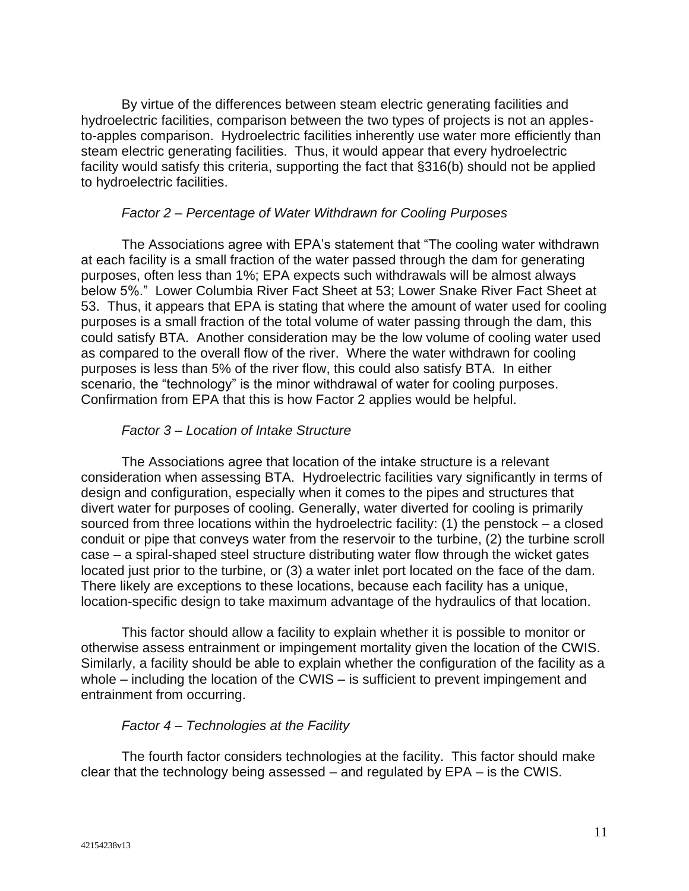By virtue of the differences between steam electric generating facilities and hydroelectric facilities, comparison between the two types of projects is not an apples-to-apples comparison. Hydroelectric facilities inherently use water more efficiently than steam electric generating facilities. Thus, it would appear that every hydroelectric facility would satisfy this criteria, supporting the fact that §316(b) should not be applied to hydroelectric facilities.

*Factor 2 – Percentage of Water Withdrawn for Cooling Purposes*

The Associations agree with EPA's statement that "The cooling water withdrawn at each facility is a small fraction of the water passed through the dam for generating purposes, often less than 1%; EPA expects such withdrawals will be almost always below 5%." Lower Columbia River Fact Sheet at 53; Lower Snake River Fact Sheet at 53. Thus, it appears that EPA is stating that where the amount of water used for cooling purposes is a small fraction of the total volume of water passing through the dam, this could satisfy BTA. Another consideration may be the low volume of cooling water used as compared to the overall flow of the river. Where the water withdrawn for cooling purposes is less than 5% of the river flow, this could also satisfy BTA. In either scenario, the "technology" is the minor withdrawal of water for cooling purposes. Confirmation from EPA that this is how Factor 2 applies would be helpful.

*Factor 3 – Location of Intake Structure*

The Associations agree that location of the intake structure is a relevant consideration when assessing BTA. Hydroelectric facilities vary significantly in terms of design and configuration, especially when it comes to the pipes and structures that divert water for purposes of cooling. Generally, water diverted for cooling is primarily sourced from three locations within the hydroelectric facility: (1) the penstock – a closed conduit or pipe that conveys water from the reservoir to the turbine, (2) the turbine scroll case – a spiral-shaped steel structure distributing water flow through the wicket gates located just prior to the turbine, or (3) a water inlet port located on the face of the dam. There likely are exceptions to these locations, because each facility has a unique, location-specific design to take maximum advantage of the hydraulics of that location.

This factor should allow a facility to explain whether it is possible to monitor or otherwise assess entrainment or impingement mortality given the location of the CWIS. Similarly, a facility should be able to explain whether the configuration of the facility as a whole – including the location of the CWIS – is sufficient to prevent impingement and entrainment from occurring.

*Factor 4 – Technologies at the Facility*

The fourth factor considers technologies at the facility. This factor should make clear that the technology being assessed – and regulated by EPA – is the CWIS.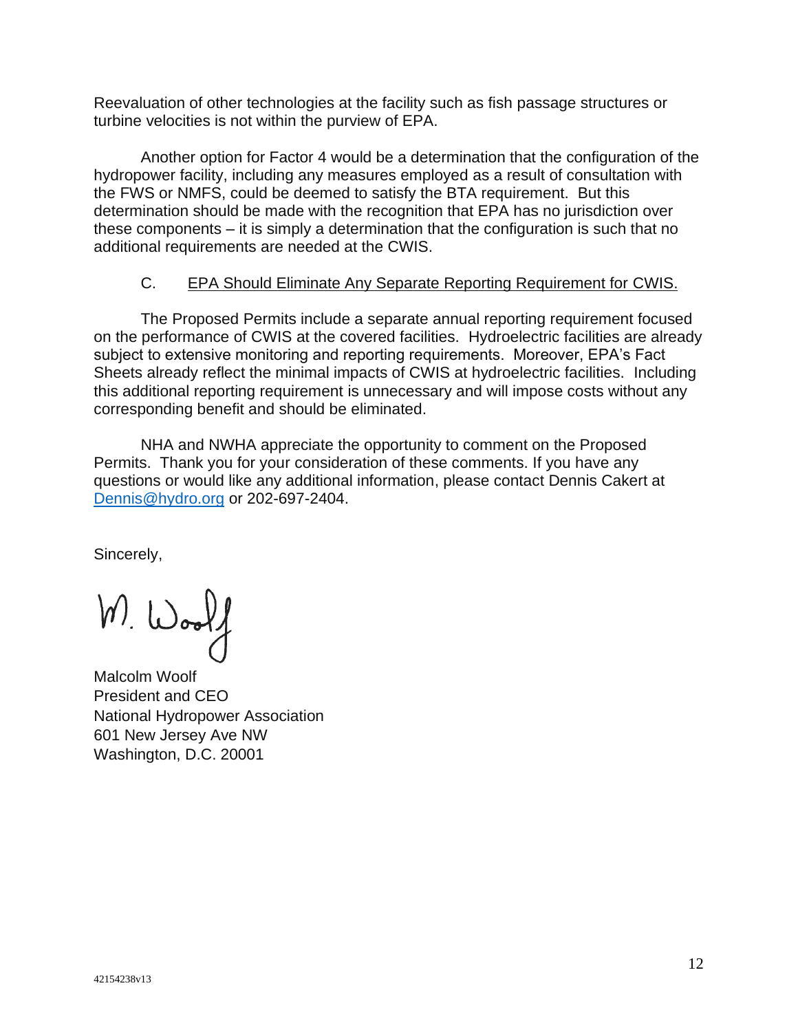Reevaluation of other technologies at the facility such as fish passage structures or turbine velocities is not within the purview of EPA.

Another option for Factor 4 would be a determination that the configuration of the hydropower facility, including any measures employed as a result of consultation with the FWS or NMFS, could be deemed to satisfy the BTA requirement. But this determination should be made with the recognition that EPA has no jurisdiction over these components – it is simply a determination that the configuration is such that no additional requirements are needed at the CWIS.

### C. EPA Should Eliminate Any Separate Reporting Requirement for CWIS.

The Proposed Permits include a separate annual reporting requirement focused on the performance of CWIS at the covered facilities. Hydroelectric facilities are already subject to extensive monitoring and reporting requirements. Moreover, EPA's Fact Sheets already reflect the minimal impacts of CWIS at hydroelectric facilities. Including this additional reporting requirement is unnecessary and will impose costs without any corresponding benefit and should be eliminated.

NHA and NWHA appreciate the opportunity to comment on the Proposed Permits. Thank you for your consideration of these comments. If you have any questions or would like any additional information, please contact Dennis Cakert at Dennis@hydro.org or 202-697-2404.

Sincerely,

M. Woolf

Malcolm Woolf
President and CEO
National Hydropower Association
601 New Jersey Ave NW
Washington, D.C. 20001

42154238v13